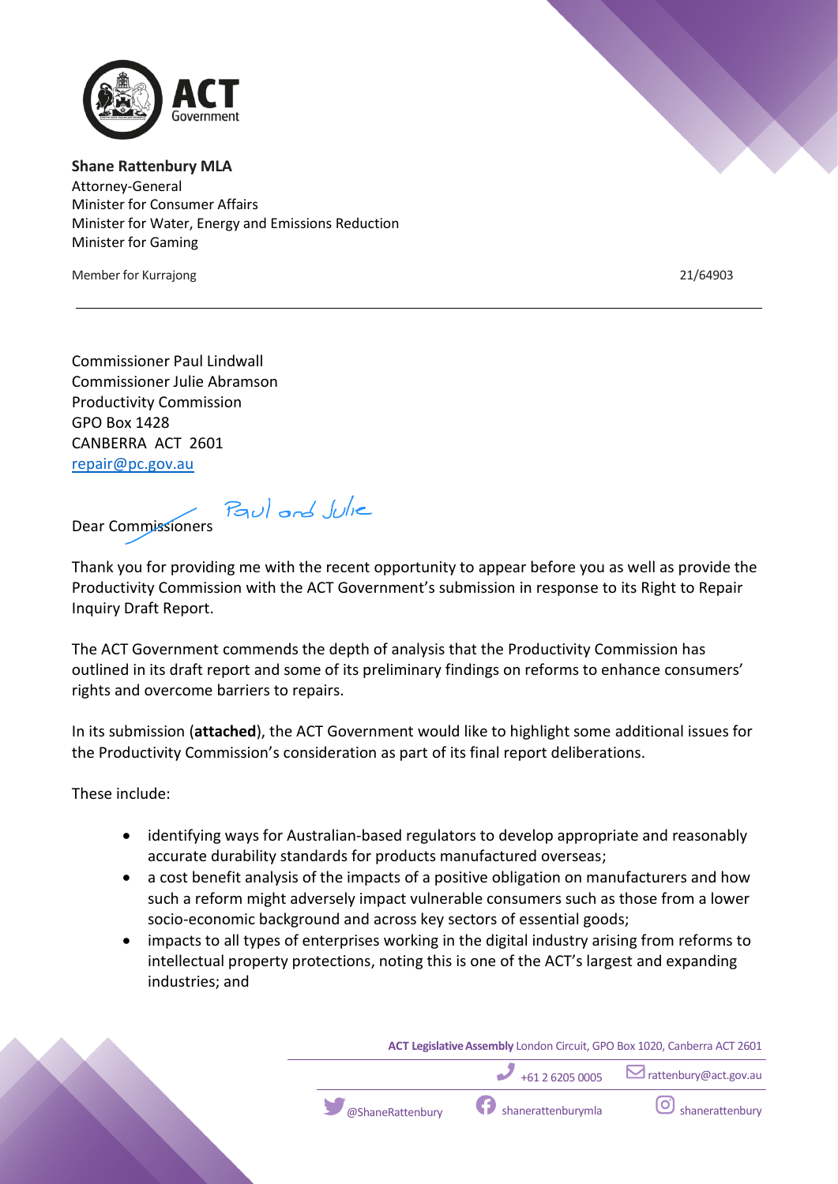**Shane Rattenbury MLA**
Attorney-General
Minister for Consumer Affairs
Minister for Water, Energy and Emissions Reduction
Minister for Gaming

Member for Kurrajong

21/64903

---

Commissioner Paul Lindwall
Commissioner Julie Abramson
Productivity Commission
GPO Box 1428
CANBERRA ACT 2601
repair@pc.gov.au

Dear ~~Commissioners~~ Paul and Julie

Thank you for providing me with the recent opportunity to appear before you as well as provide the Productivity Commission with the ACT Government's submission in response to its Right to Repair Inquiry Draft Report.

The ACT Government commends the depth of analysis that the Productivity Commission has outlined in its draft report and some of its preliminary findings on reforms to enhance consumers' rights and overcome barriers to repairs.

In its submission (**attached**), the ACT Government would like to highlight some additional issues for the Productivity Commission's consideration as part of its final report deliberations.

These include:

- identifying ways for Australian-based regulators to develop appropriate and reasonably accurate durability standards for products manufactured overseas;
- a cost benefit analysis of the impacts of a positive obligation on manufacturers and how such a reform might adversely impact vulnerable consumers such as those from a lower socio-economic background and across key sectors of essential goods;
- impacts to all types of enterprises working in the digital industry arising from reforms to intellectual property protections, noting this is one of the ACT's largest and expanding industries; and

**ACT Legislative Assembly** London Circuit, GPO Box 1020, Canberra ACT 2601
+61 2 6205 0005 rattenbury@act.gov.au
@ShaneRattenbury shanerattenburymla shanerattenbury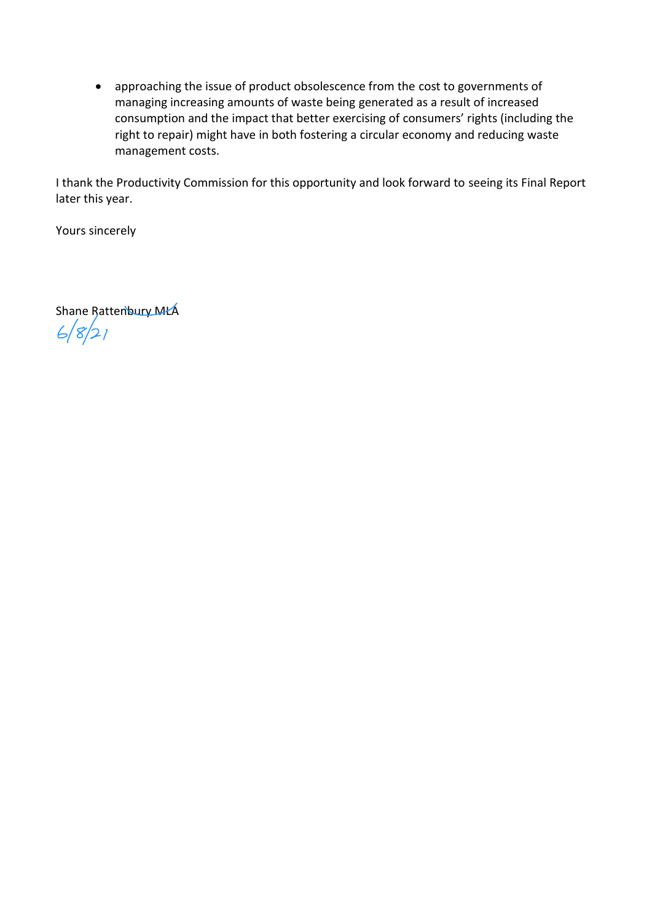- approaching the issue of product obsolescence from the cost to governments of managing increasing amounts of waste being generated as a result of increased consumption and the impact that better exercising of consumers' rights (including the right to repair) might have in both fostering a circular economy and reducing waste management costs.

I thank the Productivity Commission for this opportunity and look forward to seeing its Final Report later this year.

Yours sincerely

Shane Rattenbury MLA
6/8/21